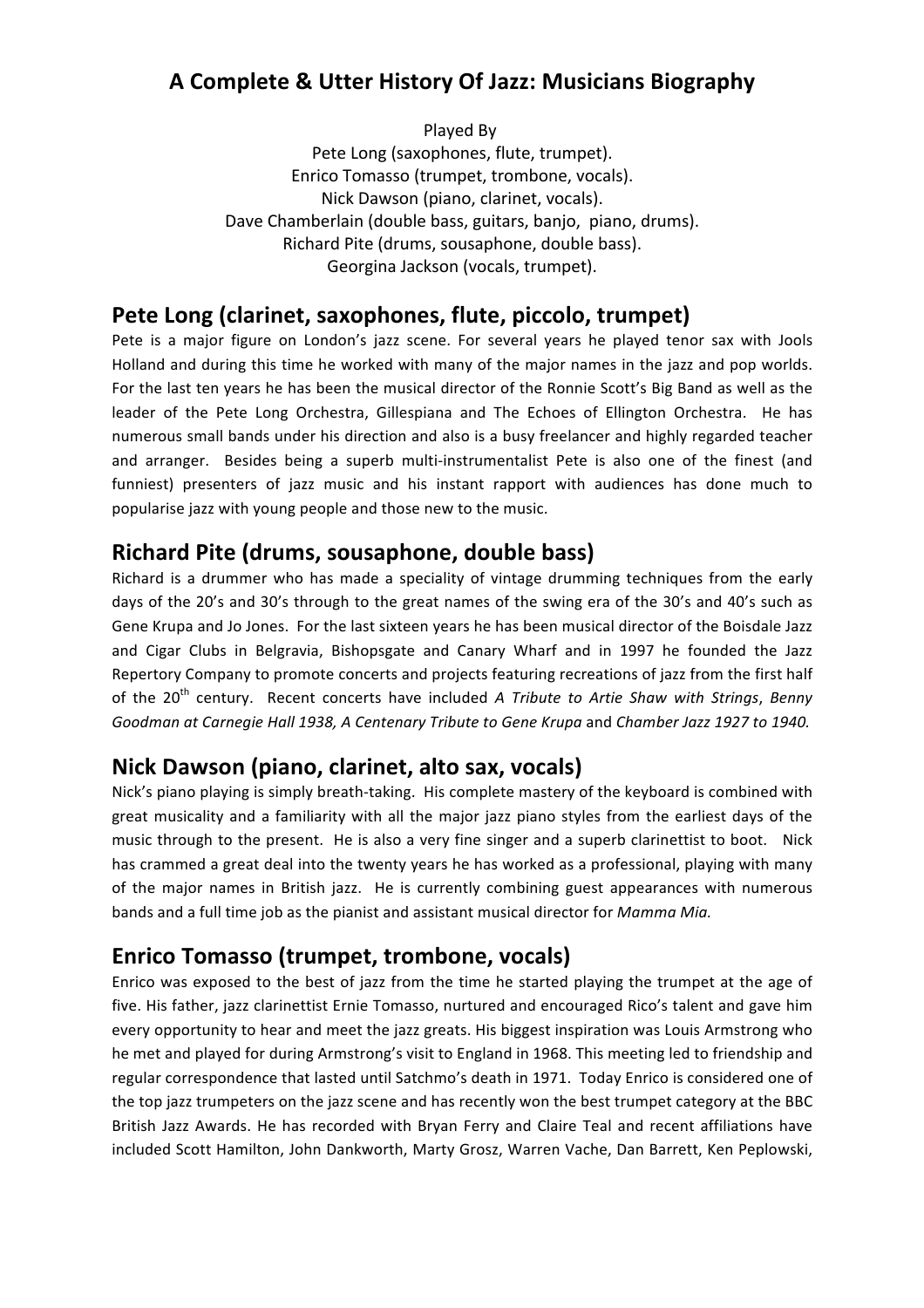# A Complete & Utter History Of Jazz: Musicians Biography

Played By
Pete Long (saxophones, flute, trumpet).
Enrico Tomasso (trumpet, trombone, vocals).
Nick Dawson (piano, clarinet, vocals).
Dave Chamberlain (double bass, guitars, banjo, piano, drums).
Richard Pite (drums, sousaphone, double bass).
Georgina Jackson (vocals, trumpet).

## Pete Long (clarinet, saxophones, flute, piccolo, trumpet)

Pete is a major figure on London's jazz scene. For several years he played tenor sax with Jools Holland and during this time he worked with many of the major names in the jazz and pop worlds. For the last ten years he has been the musical director of the Ronnie Scott's Big Band as well as the leader of the Pete Long Orchestra, Gillespiana and The Echoes of Ellington Orchestra. He has numerous small bands under his direction and also is a busy freelancer and highly regarded teacher and arranger. Besides being a superb multi-instrumentalist Pete is also one of the finest (and funniest) presenters of jazz music and his instant rapport with audiences has done much to popularise jazz with young people and those new to the music.

## Richard Pite (drums, sousaphone, double bass)

Richard is a drummer who has made a speciality of vintage drumming techniques from the early days of the 20's and 30's through to the great names of the swing era of the 30's and 40's such as Gene Krupa and Jo Jones. For the last sixteen years he has been musical director of the Boisdale Jazz and Cigar Clubs in Belgravia, Bishopsgate and Canary Wharf and in 1997 he founded the Jazz Repertory Company to promote concerts and projects featuring recreations of jazz from the first half of the 20th century. Recent concerts have included *A Tribute to Artie Shaw with Strings*, *Benny Goodman at Carnegie Hall 1938, A Centenary Tribute to Gene Krupa* and *Chamber Jazz 1927 to 1940.*

## Nick Dawson (piano, clarinet, alto sax, vocals)

Nick's piano playing is simply breath-taking. His complete mastery of the keyboard is combined with great musicality and a familiarity with all the major jazz piano styles from the earliest days of the music through to the present. He is also a very fine singer and a superb clarinettist to boot. Nick has crammed a great deal into the twenty years he has worked as a professional, playing with many of the major names in British jazz. He is currently combining guest appearances with numerous bands and a full time job as the pianist and assistant musical director for *Mamma Mia.*

## Enrico Tomasso (trumpet, trombone, vocals)

Enrico was exposed to the best of jazz from the time he started playing the trumpet at the age of five. His father, jazz clarinettist Ernie Tomasso, nurtured and encouraged Rico's talent and gave him every opportunity to hear and meet the jazz greats. His biggest inspiration was Louis Armstrong who he met and played for during Armstrong's visit to England in 1968. This meeting led to friendship and regular correspondence that lasted until Satchmo's death in 1971. Today Enrico is considered one of the top jazz trumpeters on the jazz scene and has recently won the best trumpet category at the BBC British Jazz Awards. He has recorded with Bryan Ferry and Claire Teal and recent affiliations have included Scott Hamilton, John Dankworth, Marty Grosz, Warren Vache, Dan Barrett, Ken Peplowski,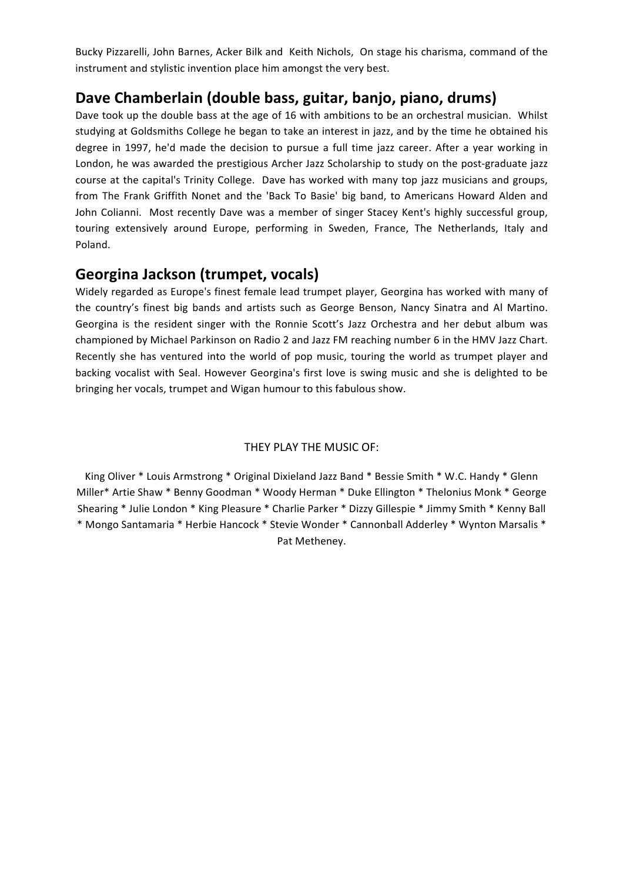Bucky Pizzarelli, John Barnes, Acker Bilk and Keith Nichols, On stage his charisma, command of the instrument and stylistic invention place him amongst the very best.

## Dave Chamberlain (double bass, guitar, banjo, piano, drums)

Dave took up the double bass at the age of 16 with ambitions to be an orchestral musician. Whilst studying at Goldsmiths College he began to take an interest in jazz, and by the time he obtained his degree in 1997, he'd made the decision to pursue a full time jazz career. After a year working in London, he was awarded the prestigious Archer Jazz Scholarship to study on the post-graduate jazz course at the capital's Trinity College. Dave has worked with many top jazz musicians and groups, from The Frank Griffith Nonet and the 'Back To Basie' big band, to Americans Howard Alden and John Colianni. Most recently Dave was a member of singer Stacey Kent's highly successful group, touring extensively around Europe, performing in Sweden, France, The Netherlands, Italy and Poland.

## Georgina Jackson (trumpet, vocals)

Widely regarded as Europe's finest female lead trumpet player, Georgina has worked with many of the country's finest big bands and artists such as George Benson, Nancy Sinatra and Al Martino. Georgina is the resident singer with the Ronnie Scott's Jazz Orchestra and her debut album was championed by Michael Parkinson on Radio 2 and Jazz FM reaching number 6 in the HMV Jazz Chart. Recently she has ventured into the world of pop music, touring the world as trumpet player and backing vocalist with Seal. However Georgina's first love is swing music and she is delighted to be bringing her vocals, trumpet and Wigan humour to this fabulous show.

THEY PLAY THE MUSIC OF:

King Oliver * Louis Armstrong * Original Dixieland Jazz Band * Bessie Smith * W.C. Handy * Glenn Miller* Artie Shaw * Benny Goodman * Woody Herman * Duke Ellington * Thelonius Monk * George Shearing * Julie London * King Pleasure * Charlie Parker * Dizzy Gillespie * Jimmy Smith * Kenny Ball * Mongo Santamaria * Herbie Hancock * Stevie Wonder * Cannonball Adderley * Wynton Marsalis * Pat Metheney.